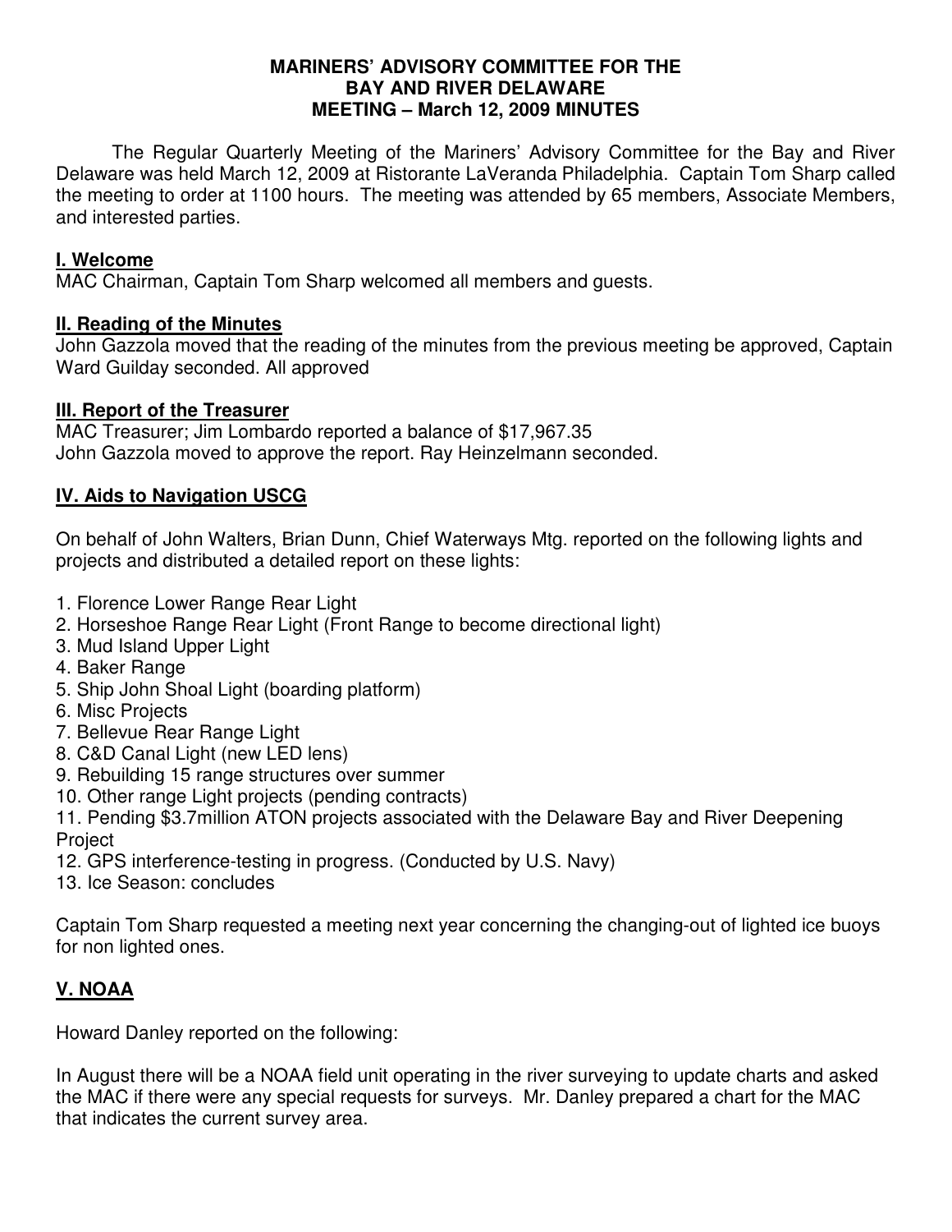# MARINERS' ADVISORY COMMITTEE FOR THE BAY AND RIVER DELAWARE MEETING – March 12, 2009 MINUTES

The Regular Quarterly Meeting of the Mariners' Advisory Committee for the Bay and River Delaware was held March 12, 2009 at Ristorante LaVeranda Philadelphia. Captain Tom Sharp called the meeting to order at 1100 hours. The meeting was attended by 65 members, Associate Members, and interested parties.

## I. Welcome

MAC Chairman, Captain Tom Sharp welcomed all members and guests.

## II. Reading of the Minutes

John Gazzola moved that the reading of the minutes from the previous meeting be approved, Captain Ward Guilday seconded. All approved

## III. Report of the Treasurer

MAC Treasurer; Jim Lombardo reported a balance of $17,967.35
John Gazzola moved to approve the report. Ray Heinzelmann seconded.

## IV. Aids to Navigation USCG

On behalf of John Walters, Brian Dunn, Chief Waterways Mtg. reported on the following lights and projects and distributed a detailed report on these lights:

1. Florence Lower Range Rear Light
2. Horseshoe Range Rear Light (Front Range to become directional light)
3. Mud Island Upper Light
4. Baker Range
5. Ship John Shoal Light (boarding platform)
6. Misc Projects
7. Bellevue Rear Range Light
8. C&D Canal Light (new LED lens)
9. Rebuilding 15 range structures over summer
10. Other range Light projects (pending contracts)
11. Pending $3.7million ATON projects associated with the Delaware Bay and River Deepening Project
12. GPS interference-testing in progress. (Conducted by U.S. Navy)
13. Ice Season: concludes

Captain Tom Sharp requested a meeting next year concerning the changing-out of lighted ice buoys for non lighted ones.

## V. NOAA

Howard Danley reported on the following:

In August there will be a NOAA field unit operating in the river surveying to update charts and asked the MAC if there were any special requests for surveys. Mr. Danley prepared a chart for the MAC that indicates the current survey area.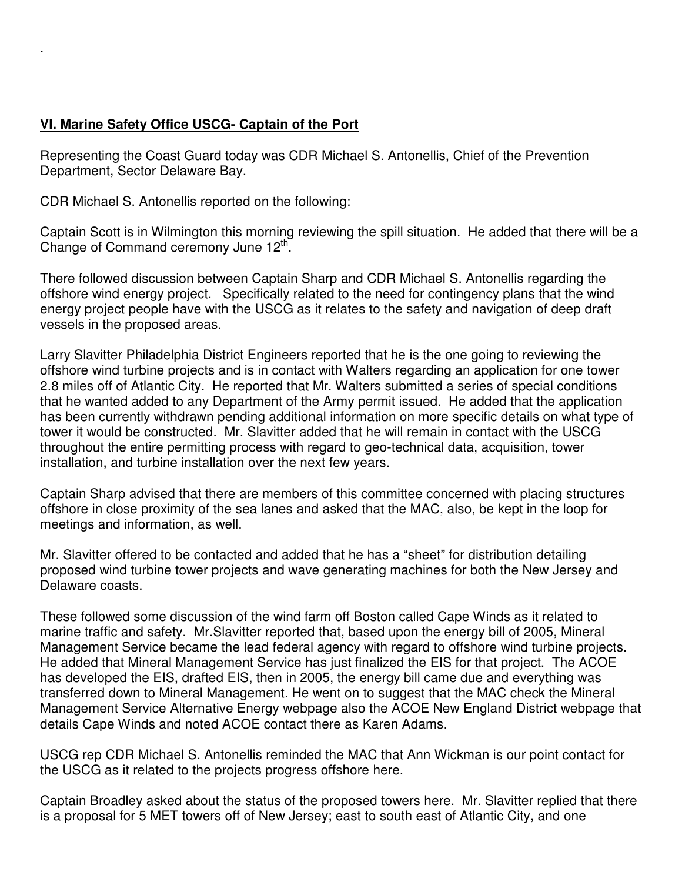.

**VI. Marine Safety Office USCG- Captain of the Port**

Representing the Coast Guard today was CDR Michael S. Antonellis, Chief of the Prevention Department, Sector Delaware Bay.

CDR Michael S. Antonellis reported on the following:

Captain Scott is in Wilmington this morning reviewing the spill situation. He added that there will be a Change of Command ceremony June 12th.

There followed discussion between Captain Sharp and CDR Michael S. Antonellis regarding the offshore wind energy project. Specifically related to the need for contingency plans that the wind energy project people have with the USCG as it relates to the safety and navigation of deep draft vessels in the proposed areas.

Larry Slavitter Philadelphia District Engineers reported that he is the one going to reviewing the offshore wind turbine projects and is in contact with Walters regarding an application for one tower 2.8 miles off of Atlantic City. He reported that Mr. Walters submitted a series of special conditions that he wanted added to any Department of the Army permit issued. He added that the application has been currently withdrawn pending additional information on more specific details on what type of tower it would be constructed. Mr. Slavitter added that he will remain in contact with the USCG throughout the entire permitting process with regard to geo-technical data, acquisition, tower installation, and turbine installation over the next few years.

Captain Sharp advised that there are members of this committee concerned with placing structures offshore in close proximity of the sea lanes and asked that the MAC, also, be kept in the loop for meetings and information, as well.

Mr. Slavitter offered to be contacted and added that he has a "sheet" for distribution detailing proposed wind turbine tower projects and wave generating machines for both the New Jersey and Delaware coasts.

These followed some discussion of the wind farm off Boston called Cape Winds as it related to marine traffic and safety. Mr.Slavitter reported that, based upon the energy bill of 2005, Mineral Management Service became the lead federal agency with regard to offshore wind turbine projects. He added that Mineral Management Service has just finalized the EIS for that project. The ACOE has developed the EIS, drafted EIS, then in 2005, the energy bill came due and everything was transferred down to Mineral Management. He went on to suggest that the MAC check the Mineral Management Service Alternative Energy webpage also the ACOE New England District webpage that details Cape Winds and noted ACOE contact there as Karen Adams.

USCG rep CDR Michael S. Antonellis reminded the MAC that Ann Wickman is our point contact for the USCG as it related to the projects progress offshore here.

Captain Broadley asked about the status of the proposed towers here. Mr. Slavitter replied that there is a proposal for 5 MET towers off of New Jersey; east to south east of Atlantic City, and one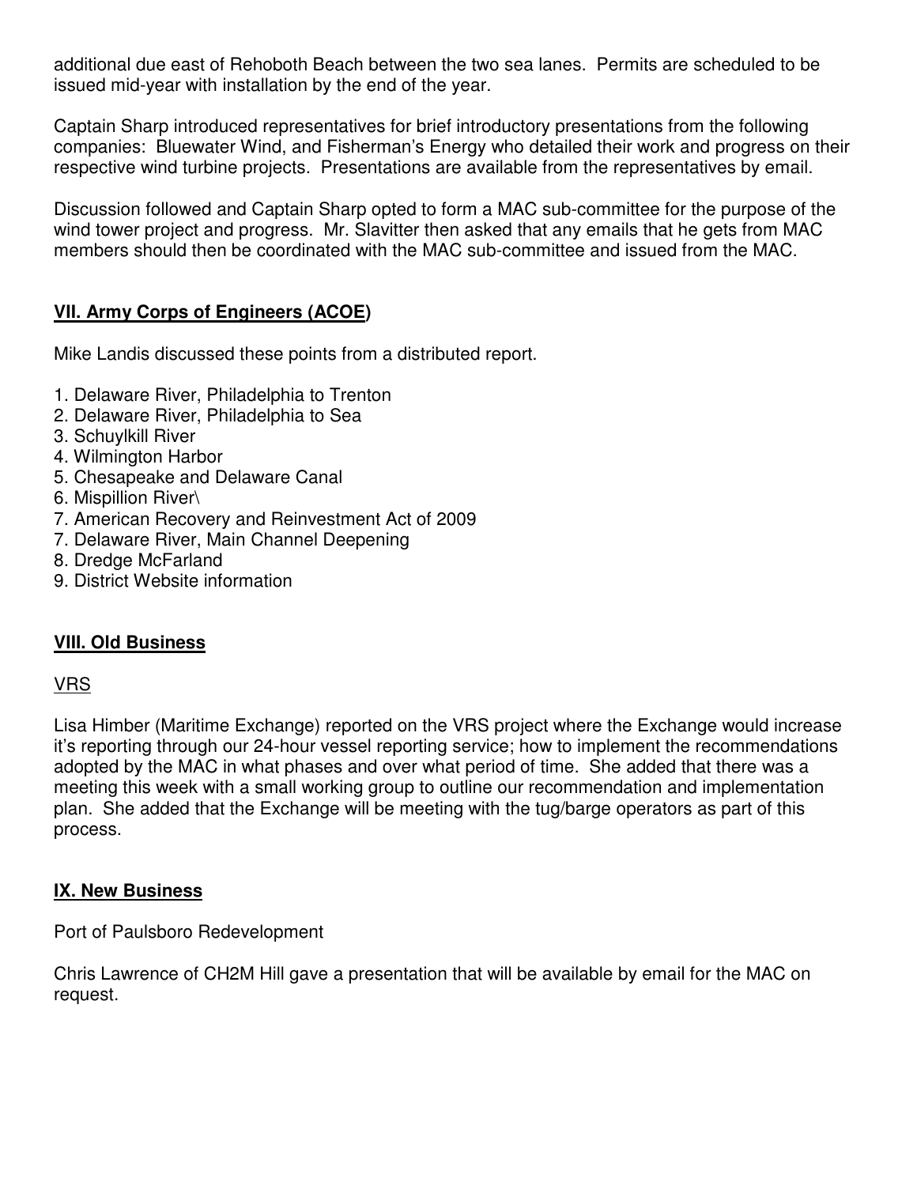additional due east of Rehoboth Beach between the two sea lanes. Permits are scheduled to be issued mid-year with installation by the end of the year.

Captain Sharp introduced representatives for brief introductory presentations from the following companies: Bluewater Wind, and Fisherman's Energy who detailed their work and progress on their respective wind turbine projects. Presentations are available from the representatives by email.

Discussion followed and Captain Sharp opted to form a MAC sub-committee for the purpose of the wind tower project and progress. Mr. Slavitter then asked that any emails that he gets from MAC members should then be coordinated with the MAC sub-committee and issued from the MAC.

## **VII. Army Corps of Engineers (ACOE)**

Mike Landis discussed these points from a distributed report.

1. Delaware River, Philadelphia to Trenton
2. Delaware River, Philadelphia to Sea
3. Schuylkill River
4. Wilmington Harbor
5. Chesapeake and Delaware Canal
6. Mispillion River\
7. American Recovery and Reinvestment Act of 2009
7. Delaware River, Main Channel Deepening
8. Dredge McFarland
9. District Website information

## **VIII. Old Business**

VRS

Lisa Himber (Maritime Exchange) reported on the VRS project where the Exchange would increase it's reporting through our 24-hour vessel reporting service; how to implement the recommendations adopted by the MAC in what phases and over what period of time. She added that there was a meeting this week with a small working group to outline our recommendation and implementation plan. She added that the Exchange will be meeting with the tug/barge operators as part of this process.

## **IX. New Business**

Port of Paulsboro Redevelopment

Chris Lawrence of CH2M Hill gave a presentation that will be available by email for the MAC on request.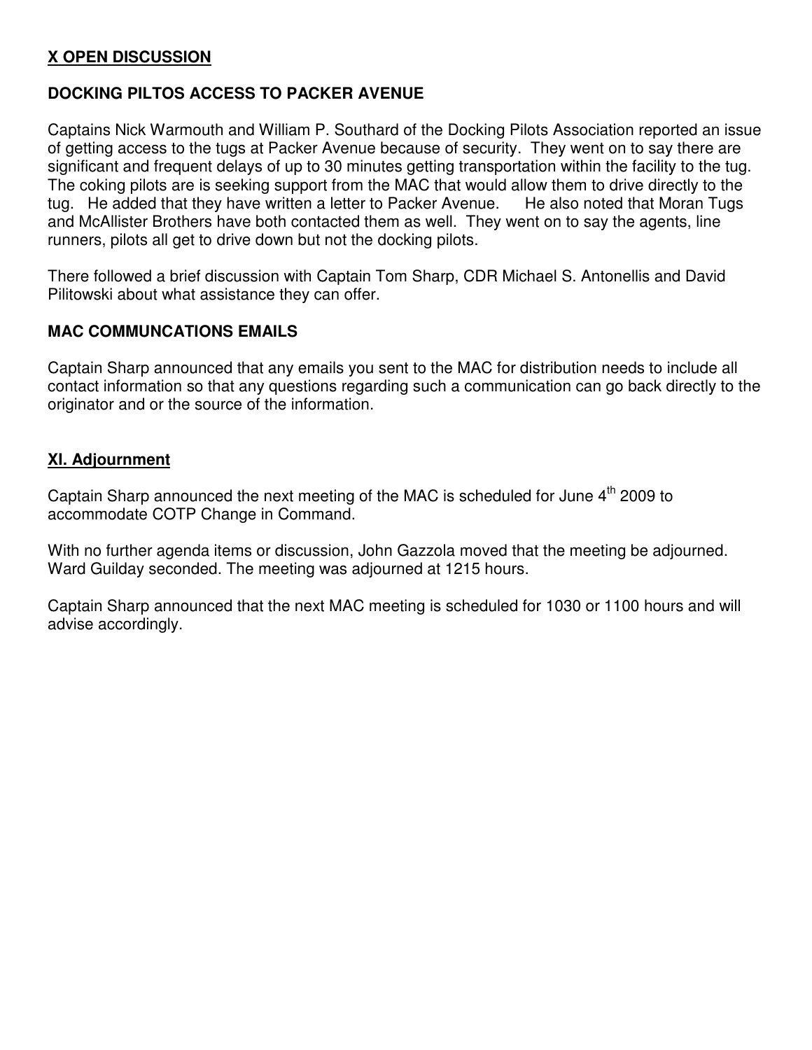## X OPEN DISCUSSION

### DOCKING PILTOS ACCESS TO PACKER AVENUE

Captains Nick Warmouth and William P. Southard of the Docking Pilots Association reported an issue of getting access to the tugs at Packer Avenue because of security. They went on to say there are significant and frequent delays of up to 30 minutes getting transportation within the facility to the tug. The coking pilots are is seeking support from the MAC that would allow them to drive directly to the tug. He added that they have written a letter to Packer Avenue. He also noted that Moran Tugs and McAllister Brothers have both contacted them as well. They went on to say the agents, line runners, pilots all get to drive down but not the docking pilots.

There followed a brief discussion with Captain Tom Sharp, CDR Michael S. Antonellis and David Pilitowski about what assistance they can offer.

### MAC COMMUNCATIONS EMAILS

Captain Sharp announced that any emails you sent to the MAC for distribution needs to include all contact information so that any questions regarding such a communication can go back directly to the originator and or the source of the information.

## XI. Adjournment

Captain Sharp announced the next meeting of the MAC is scheduled for June 4th 2009 to accommodate COTP Change in Command.

With no further agenda items or discussion, John Gazzola moved that the meeting be adjourned. Ward Guilday seconded. The meeting was adjourned at 1215 hours.

Captain Sharp announced that the next MAC meeting is scheduled for 1030 or 1100 hours and will advise accordingly.